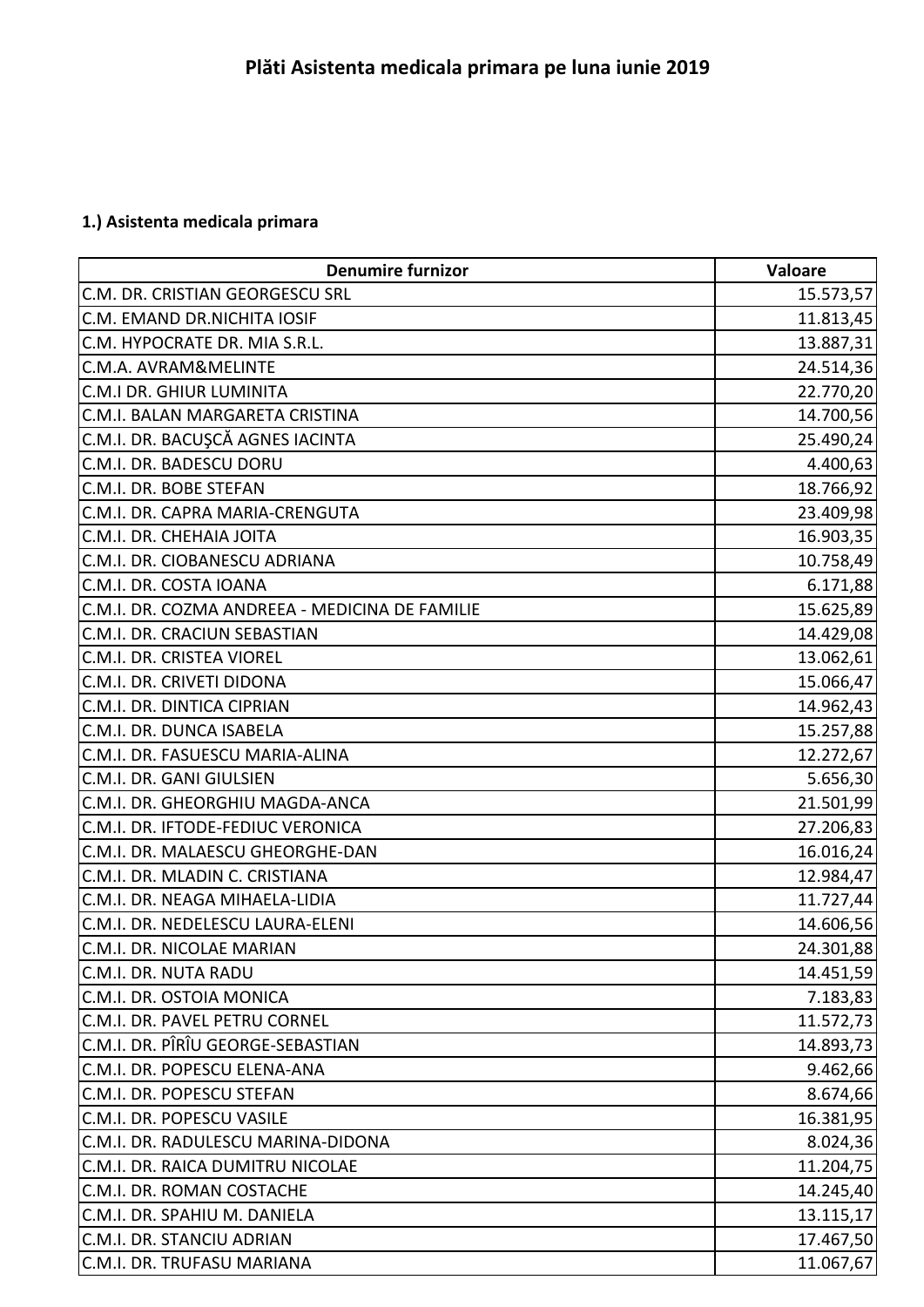# Plăti Asistenta medicala primara pe luna iunie 2019

## 1.) Asistenta medicala primara

| Denumire furnizor | Valoare |
|---|---:|
| C.M. DR. CRISTIAN GEORGESCU SRL | 15.573,57 |
| C.M. EMAND DR.NICHITA IOSIF | 11.813,45 |
| C.M. HYPOCRATE DR. MIA S.R.L. | 13.887,31 |
| C.M.A. AVRAM&MELINTE | 24.514,36 |
| C.M.I DR. GHIUR LUMINITA | 22.770,20 |
| C.M.I. BALAN MARGARETA CRISTINA | 14.700,56 |
| C.M.I. DR. BACUŞCĂ AGNES IACINTA | 25.490,24 |
| C.M.I. DR. BADESCU DORU | 4.400,63 |
| C.M.I. DR. BOBE STEFAN | 18.766,92 |
| C.M.I. DR. CAPRA MARIA-CRENGUTA | 23.409,98 |
| C.M.I. DR. CHEHAIA JOITA | 16.903,35 |
| C.M.I. DR. CIOBANESCU ADRIANA | 10.758,49 |
| C.M.I. DR. COSTA IOANA | 6.171,88 |
| C.M.I. DR. COZMA ANDREEA - MEDICINA DE FAMILIE | 15.625,89 |
| C.M.I. DR. CRACIUN SEBASTIAN | 14.429,08 |
| C.M.I. DR. CRISTEA VIOREL | 13.062,61 |
| C.M.I. DR. CRIVETI DIDONA | 15.066,47 |
| C.M.I. DR. DINTICA CIPRIAN | 14.962,43 |
| C.M.I. DR. DUNCA ISABELA | 15.257,88 |
| C.M.I. DR. FASUESCU MARIA-ALINA | 12.272,67 |
| C.M.I. DR. GANI GIULSIEN | 5.656,30 |
| C.M.I. DR. GHEORGHIU MAGDA-ANCA | 21.501,99 |
| C.M.I. DR. IFTODE-FEDIUC VERONICA | 27.206,83 |
| C.M.I. DR. MALAESCU GHEORGHE-DAN | 16.016,24 |
| C.M.I. DR. MLADIN C. CRISTIANA | 12.984,47 |
| C.M.I. DR. NEAGA MIHAELA-LIDIA | 11.727,44 |
| C.M.I. DR. NEDELESCU LAURA-ELENI | 14.606,56 |
| C.M.I. DR. NICOLAE MARIAN | 24.301,88 |
| C.M.I. DR. NUTA RADU | 14.451,59 |
| C.M.I. DR. OSTOIA MONICA | 7.183,83 |
| C.M.I. DR. PAVEL PETRU CORNEL | 11.572,73 |
| C.M.I. DR. PÎRÎU GEORGE-SEBASTIAN | 14.893,73 |
| C.M.I. DR. POPESCU ELENA-ANA | 9.462,66 |
| C.M.I. DR. POPESCU STEFAN | 8.674,66 |
| C.M.I. DR. POPESCU VASILE | 16.381,95 |
| C.M.I. DR. RADULESCU MARINA-DIDONA | 8.024,36 |
| C.M.I. DR. RAICA DUMITRU NICOLAE | 11.204,75 |
| C.M.I. DR. ROMAN COSTACHE | 14.245,40 |
| C.M.I. DR. SPAHIU M. DANIELA | 13.115,17 |
| C.M.I. DR. STANCIU ADRIAN | 17.467,50 |
| C.M.I. DR. TRUFASU MARIANA | 11.067,67 |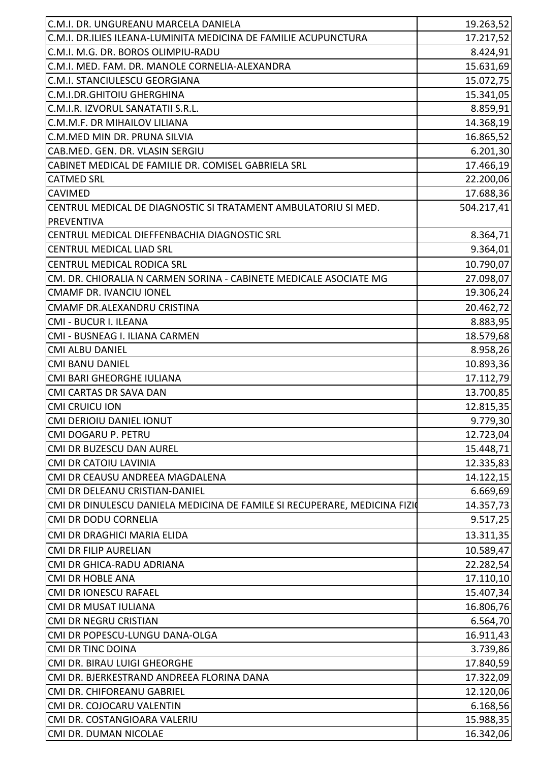| | |
|---|---|
| C.M.I. DR. UNGUREANU MARCELA DANIELA | 19.263,52 |
| C.M.I. DR.ILIES ILEANA-LUMINITA MEDICINA DE FAMILIE ACUPUNCTURA | 17.217,52 |
| C.M.I. M.G. DR. BOROS OLIMPIU-RADU | 8.424,91 |
| C.M.I. MED. FAM. DR. MANOLE CORNELIA-ALEXANDRA | 15.631,69 |
| C.M.I. STANCIULESCU GEORGIANA | 15.072,75 |
| C.M.I.DR.GHITOIU GHERGHINA | 15.341,05 |
| C.M.I.R. IZVORUL SANATATII S.R.L. | 8.859,91 |
| C.M.M.F. DR MIHAILOV LILIANA | 14.368,19 |
| C.M.MED MIN DR. PRUNA SILVIA | 16.865,52 |
| CAB.MED. GEN. DR. VLASIN SERGIU | 6.201,30 |
| CABINET MEDICAL DE FAMILIE DR. COMISEL GABRIELA SRL | 17.466,19 |
| CATMED SRL | 22.200,06 |
| CAVIMED | 17.688,36 |
| CENTRUL MEDICAL DE DIAGNOSTIC SI TRATAMENT AMBULATORIU SI MED. PREVENTIVA | 504.217,41 |
| CENTRUL MEDICAL DIEFFENBACHIA DIAGNOSTIC SRL | 8.364,71 |
| CENTRUL MEDICAL LIAD SRL | 9.364,01 |
| CENTRUL MEDICAL RODICA SRL | 10.790,07 |
| CM. DR. CHIORALIA N CARMEN SORINA - CABINETE MEDICALE ASOCIATE MG | 27.098,07 |
| CMAMF DR. IVANCIU IONEL | 19.306,24 |
| CMAMF DR.ALEXANDRU CRISTINA | 20.462,72 |
| CMI - BUCUR I. ILEANA | 8.883,95 |
| CMI - BUSNEAG I. ILIANA CARMEN | 18.579,68 |
| CMI ALBU DANIEL | 8.958,26 |
| CMI BANU DANIEL | 10.893,36 |
| CMI BARI GHEORGHE IULIANA | 17.112,79 |
| CMI CARTAS DR SAVA DAN | 13.700,85 |
| CMI CRUICU ION | 12.815,35 |
| CMI DERIOIU DANIEL IONUT | 9.779,30 |
| CMI DOGARU P. PETRU | 12.723,04 |
| CMI DR BUZESCU DAN AUREL | 15.448,71 |
| CMI DR CATOIU LAVINIA | 12.335,83 |
| CMI DR CEAUSU ANDREEA MAGDALENA | 14.122,15 |
| CMI DR DELEANU CRISTIAN-DANIEL | 6.669,69 |
| CMI DR DINULESCU DANIELA MEDICINA DE FAMILE SI RECUPERARE, MEDICINA FIZI( | 14.357,73 |
| CMI DR DODU CORNELIA | 9.517,25 |
| CMI DR DRAGHICI MARIA ELIDA | 13.311,35 |
| CMI DR FILIP AURELIAN | 10.589,47 |
| CMI DR GHICA-RADU ADRIANA | 22.282,54 |
| CMI DR HOBLE ANA | 17.110,10 |
| CMI DR IONESCU RAFAEL | 15.407,34 |
| CMI DR MUSAT IULIANA | 16.806,76 |
| CMI DR NEGRU CRISTIAN | 6.564,70 |
| CMI DR POPESCU-LUNGU DANA-OLGA | 16.911,43 |
| CMI DR TINC DOINA | 3.739,86 |
| CMI DR. BIRAU LUIGI GHEORGHE | 17.840,59 |
| CMI DR. BJERKESTRAND ANDREEA FLORINA DANA | 17.322,09 |
| CMI DR. CHIFOREANU GABRIEL | 12.120,06 |
| CMI DR. COJOCARU VALENTIN | 6.168,56 |
| CMI DR. COSTANGIOARA VALERIU | 15.988,35 |
| CMI DR. DUMAN NICOLAE | 16.342,06 |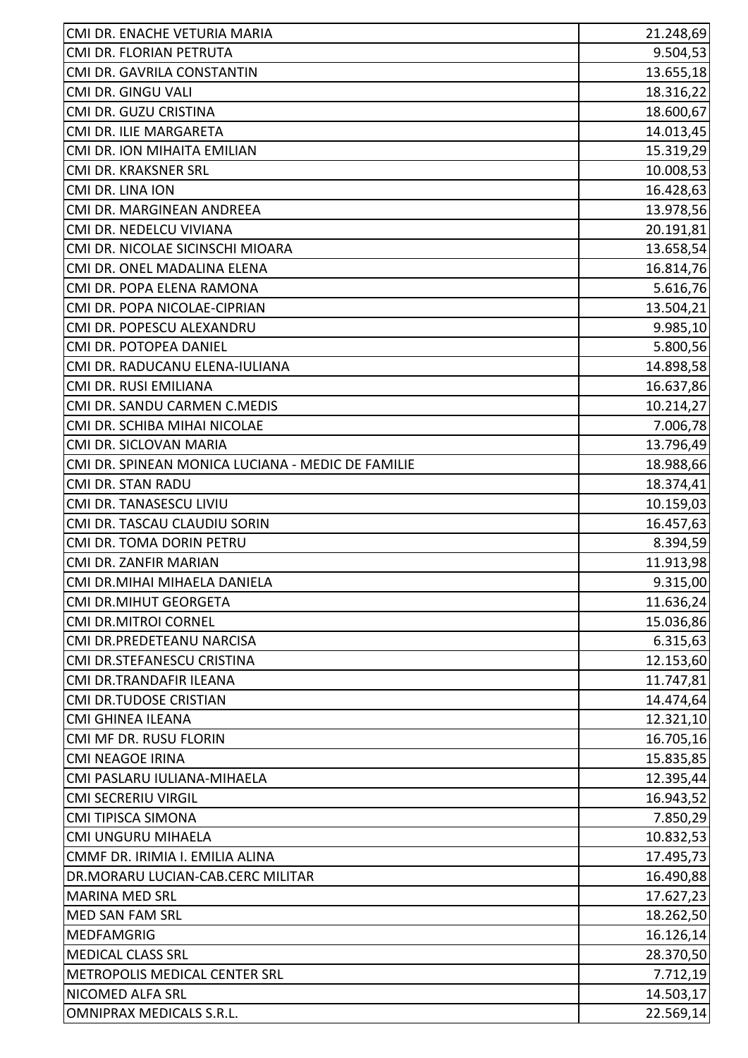| | |
|---|---|
| CMI DR. ENACHE VETURIA MARIA | 21.248,69 |
| CMI DR. FLORIAN PETRUTA | 9.504,53 |
| CMI DR. GAVRILA CONSTANTIN | 13.655,18 |
| CMI DR. GINGU VALI | 18.316,22 |
| CMI DR. GUZU CRISTINA | 18.600,67 |
| CMI DR. ILIE MARGARETA | 14.013,45 |
| CMI DR. ION MIHAITA EMILIAN | 15.319,29 |
| CMI DR. KRAKSNER SRL | 10.008,53 |
| CMI DR. LINA ION | 16.428,63 |
| CMI DR. MARGINEAN ANDREEA | 13.978,56 |
| CMI DR. NEDELCU VIVIANA | 20.191,81 |
| CMI DR. NICOLAE SICINSCHI MIOARA | 13.658,54 |
| CMI DR. ONEL MADALINA ELENA | 16.814,76 |
| CMI DR. POPA ELENA RAMONA | 5.616,76 |
| CMI DR. POPA NICOLAE-CIPRIAN | 13.504,21 |
| CMI DR. POPESCU ALEXANDRU | 9.985,10 |
| CMI DR. POTOPEA DANIEL | 5.800,56 |
| CMI DR. RADUCANU ELENA-IULIANA | 14.898,58 |
| CMI DR. RUSI EMILIANA | 16.637,86 |
| CMI DR. SANDU CARMEN C.MEDIS | 10.214,27 |
| CMI DR. SCHIBA MIHAI NICOLAE | 7.006,78 |
| CMI DR. SICLOVAN MARIA | 13.796,49 |
| CMI DR. SPINEAN MONICA LUCIANA - MEDIC DE FAMILIE | 18.988,66 |
| CMI DR. STAN RADU | 18.374,41 |
| CMI DR. TANASESCU LIVIU | 10.159,03 |
| CMI DR. TASCAU CLAUDIU SORIN | 16.457,63 |
| CMI DR. TOMA DORIN PETRU | 8.394,59 |
| CMI DR. ZANFIR MARIAN | 11.913,98 |
| CMI DR.MIHAI MIHAELA DANIELA | 9.315,00 |
| CMI DR.MIHUT GEORGETA | 11.636,24 |
| CMI DR.MITROI CORNEL | 15.036,86 |
| CMI DR.PREDETEANU NARCISA | 6.315,63 |
| CMI DR.STEFANESCU CRISTINA | 12.153,60 |
| CMI DR.TRANDAFIR ILEANA | 11.747,81 |
| CMI DR.TUDOSE CRISTIAN | 14.474,64 |
| CMI GHINEA ILEANA | 12.321,10 |
| CMI MF DR. RUSU FLORIN | 16.705,16 |
| CMI NEAGOE IRINA | 15.835,85 |
| CMI PASLARU IULIANA-MIHAELA | 12.395,44 |
| CMI SECRERIU VIRGIL | 16.943,52 |
| CMI TIPISCA SIMONA | 7.850,29 |
| CMI UNGURU MIHAELA | 10.832,53 |
| CMMF DR. IRIMIA I. EMILIA ALINA | 17.495,73 |
| DR.MORARU LUCIAN-CAB.CERC MILITAR | 16.490,88 |
| MARINA MED SRL | 17.627,23 |
| MED SAN FAM SRL | 18.262,50 |
| MEDFAMGRIG | 16.126,14 |
| MEDICAL CLASS SRL | 28.370,50 |
| METROPOLIS MEDICAL CENTER SRL | 7.712,19 |
| NICOMED ALFA SRL | 14.503,17 |
| OMNIPRAX MEDICALS S.R.L. | 22.569,14 |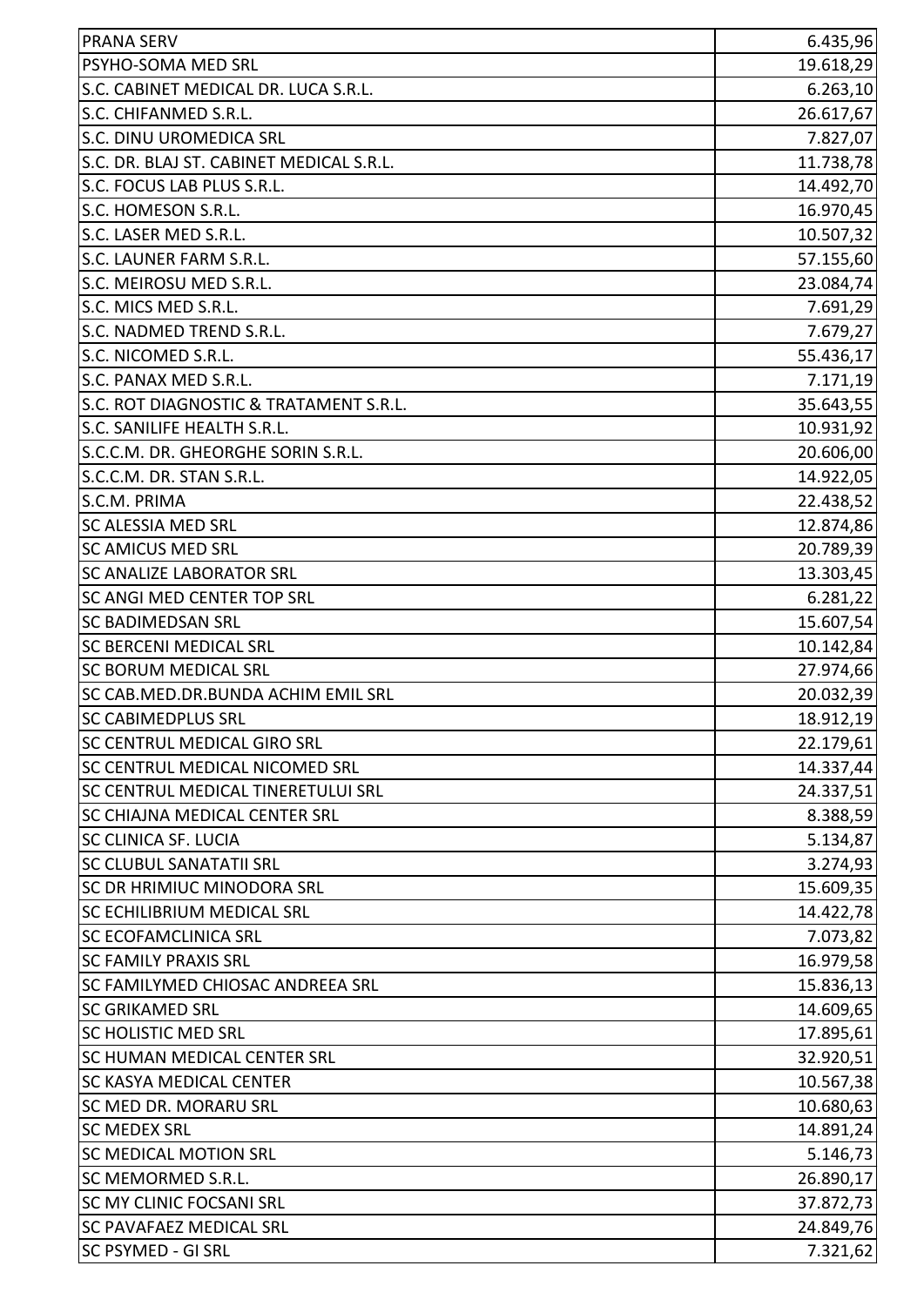| | |
|---|---|
| PRANA SERV | 6.435,96 |
| PSYHO-SOMA MED SRL | 19.618,29 |
| S.C. CABINET MEDICAL DR. LUCA S.R.L. | 6.263,10 |
| S.C. CHIFANMED S.R.L. | 26.617,67 |
| S.C. DINU UROMEDICA SRL | 7.827,07 |
| S.C. DR. BLAJ ST. CABINET MEDICAL S.R.L. | 11.738,78 |
| S.C. FOCUS LAB PLUS S.R.L. | 14.492,70 |
| S.C. HOMESON S.R.L. | 16.970,45 |
| S.C. LASER MED S.R.L. | 10.507,32 |
| S.C. LAUNER FARM S.R.L. | 57.155,60 |
| S.C. MEIROSU MED S.R.L. | 23.084,74 |
| S.C. MICS MED S.R.L. | 7.691,29 |
| S.C. NADMED TREND S.R.L. | 7.679,27 |
| S.C. NICOMED S.R.L. | 55.436,17 |
| S.C. PANAX MED S.R.L. | 7.171,19 |
| S.C. ROT DIAGNOSTIC & TRATAMENT S.R.L. | 35.643,55 |
| S.C. SANILIFE HEALTH S.R.L. | 10.931,92 |
| S.C.C.M. DR. GHEORGHE SORIN S.R.L. | 20.606,00 |
| S.C.C.M. DR. STAN S.R.L. | 14.922,05 |
| S.C.M. PRIMA | 22.438,52 |
| SC ALESSIA MED SRL | 12.874,86 |
| SC AMICUS MED SRL | 20.789,39 |
| SC ANALIZE LABORATOR SRL | 13.303,45 |
| SC ANGI MED CENTER TOP SRL | 6.281,22 |
| SC BADIMEDSAN SRL | 15.607,54 |
| SC BERCENI MEDICAL SRL | 10.142,84 |
| SC BORUM MEDICAL SRL | 27.974,66 |
| SC CAB.MED.DR.BUNDA ACHIM EMIL SRL | 20.032,39 |
| SC CABIMEDPLUS SRL | 18.912,19 |
| SC CENTRUL MEDICAL GIRO SRL | 22.179,61 |
| SC CENTRUL MEDICAL NICOMED SRL | 14.337,44 |
| SC CENTRUL MEDICAL TINERETULUI SRL | 24.337,51 |
| SC CHIAJNA MEDICAL CENTER SRL | 8.388,59 |
| SC CLINICA SF. LUCIA | 5.134,87 |
| SC CLUBUL SANATATII SRL | 3.274,93 |
| SC DR HRIMIUC MINODORA SRL | 15.609,35 |
| SC ECHILIBRIUM MEDICAL SRL | 14.422,78 |
| SC ECOFAMCLINICA SRL | 7.073,82 |
| SC FAMILY PRAXIS SRL | 16.979,58 |
| SC FAMILYMED CHIOSAC ANDREEA SRL | 15.836,13 |
| SC GRIKAMED SRL | 14.609,65 |
| SC HOLISTIC MED SRL | 17.895,61 |
| SC HUMAN MEDICAL CENTER SRL | 32.920,51 |
| SC KASYA MEDICAL CENTER | 10.567,38 |
| SC MED DR. MORARU SRL | 10.680,63 |
| SC MEDEX SRL | 14.891,24 |
| SC MEDICAL MOTION SRL | 5.146,73 |
| SC MEMORMED S.R.L. | 26.890,17 |
| SC MY CLINIC FOCSANI SRL | 37.872,73 |
| SC PAVAFAEZ MEDICAL SRL | 24.849,76 |
| SC PSYMED - GI SRL | 7.321,62 |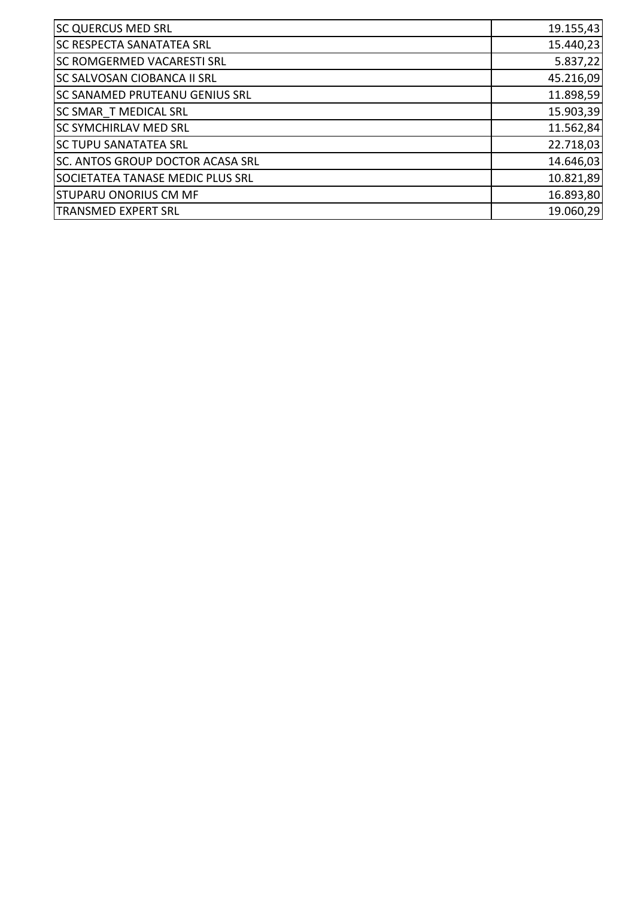| | |
|---|---|
| SC QUERCUS MED SRL | 19.155,43 |
| SC RESPECTA SANATATEA SRL | 15.440,23 |
| SC ROMGERMED VACARESTI SRL | 5.837,22 |
| SC SALVOSAN CIOBANCA II SRL | 45.216,09 |
| SC SANAMED PRUTEANU GENIUS SRL | 11.898,59 |
| SC SMAR_T MEDICAL SRL | 15.903,39 |
| SC SYMCHIRLAV MED SRL | 11.562,84 |
| SC TUPU SANATATEA SRL | 22.718,03 |
| SC. ANTOS GROUP DOCTOR ACASA SRL | 14.646,03 |
| SOCIETATEA TANASE MEDIC PLUS SRL | 10.821,89 |
| STUPARU ONORIUS CM MF | 16.893,80 |
| TRANSMED EXPERT SRL | 19.060,29 |